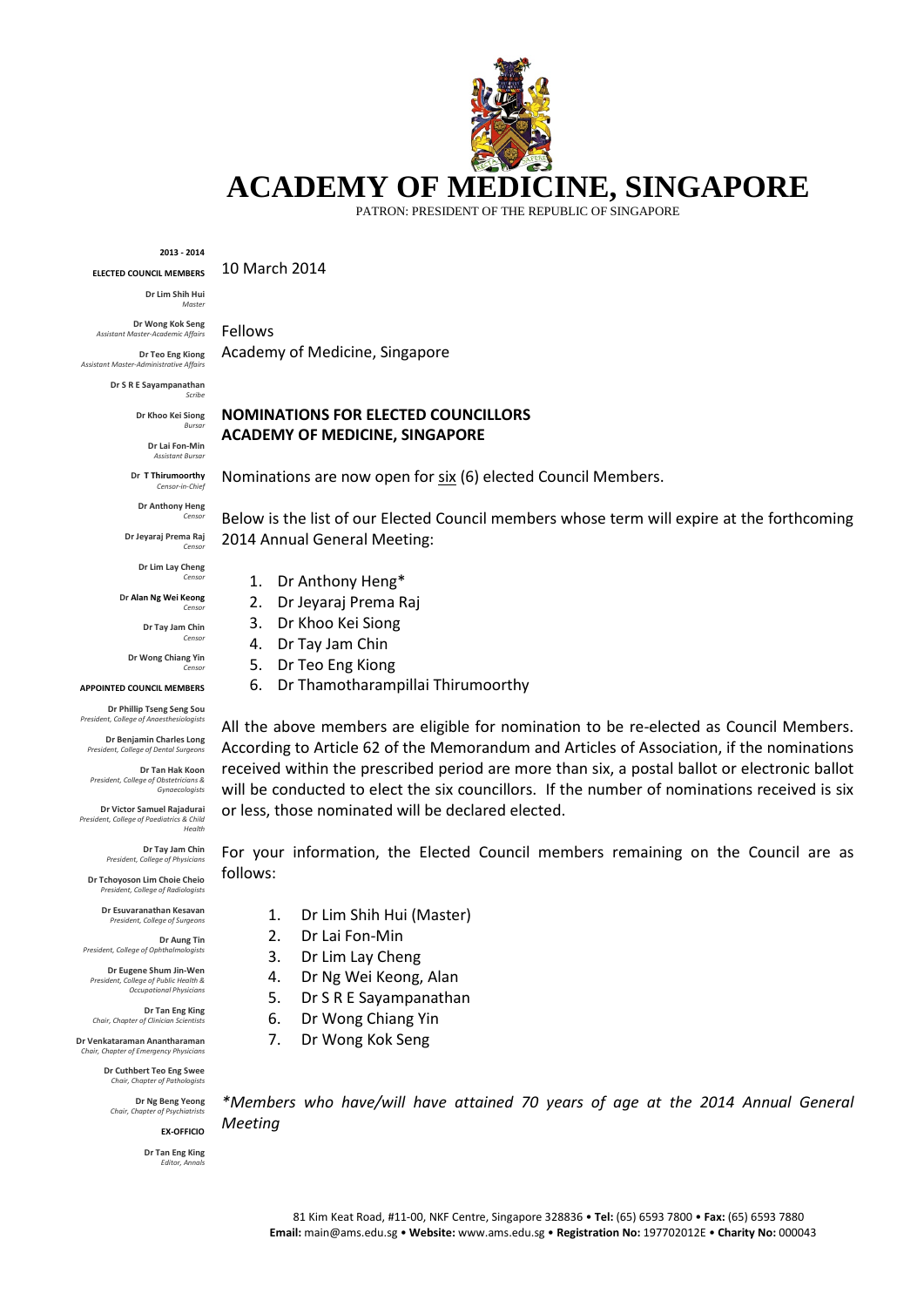# ACADEMY OF MEDICINE, SINGAPORE

PATRON: PRESIDENT OF THE REPUBLIC OF SINGAPORE

**2013 - 2014**

**ELECTED COUNCIL MEMBERS**

**Dr Lim Shih Hui**
*Master*

**Dr Wong Kok Seng**
*Assistant Master-Academic Affairs*

**Dr Teo Eng Kiong**
*Assistant Master-Administrative Affairs*

**Dr S R E Sayampanathan**
*Scribe*

**Dr Khoo Kei Siong**
*Bursar*

**Dr Lai Fon-Min**
*Assistant Bursar*

**Dr T Thirumoorthy**
*Censor-in-Chief*

**Dr Anthony Heng**
*Censor*

**Dr Jeyaraj Prema Raj**
*Censor*

**Dr Lim Lay Cheng**
*Censor*

**Dr Alan Ng Wei Keong**
*Censor*

**Dr Tay Jam Chin**
*Censor*

**Dr Wong Chiang Yin**
*Censor*

**APPOINTED COUNCIL MEMBERS**

**Dr Phillip Tseng Seng Sou**
*President, College of Anaesthesiologists*

**Dr Benjamin Charles Long**
*President, College of Dental Surgeons*

**Dr Tan Hak Koon**
*President, College of Obstetricians & Gynaecologists*

**Dr Victor Samuel Rajadurai**
*President, College of Paediatrics & Child Health*

**Dr Tay Jam Chin**
*President, College of Physicians*

**Dr Tchoyoson Lim Choie Cheio**
*President, College of Radiologists*

**Dr Esuvaranathan Kesavan**
*President, College of Surgeons*

**Dr Aung Tin**
*President, College of Ophthalmologists*

**Dr Eugene Shum Jin-Wen**
*President, College of Public Health & Occupational Physicians*

**Dr Tan Eng King**
*Chair, Chapter of Clinician Scientists*

**Dr Venkataraman Anantharaman**
*Chair, Chapter of Emergency Physicians*

**Dr Cuthbert Teo Eng Swee**
*Chair, Chapter of Pathologists*

**Dr Ng Beng Yeong**
*Chair, Chapter of Psychiatrists*

**EX-OFFICIO**

**Dr Tan Eng King**
*Editor, Annals*

10 March 2014

Fellows
Academy of Medicine, Singapore

**NOMINATIONS FOR ELECTED COUNCILLORS**
**ACADEMY OF MEDICINE, SINGAPORE**

Nominations are now open for six (6) elected Council Members.

Below is the list of our Elected Council members whose term will expire at the forthcoming 2014 Annual General Meeting:

1. Dr Anthony Heng*
2. Dr Jeyaraj Prema Raj
3. Dr Khoo Kei Siong
4. Dr Tay Jam Chin
5. Dr Teo Eng Kiong
6. Dr Thamotharampillai Thirumoorthy

All the above members are eligible for nomination to be re-elected as Council Members. According to Article 62 of the Memorandum and Articles of Association, if the nominations received within the prescribed period are more than six, a postal ballot or electronic ballot will be conducted to elect the six councillors. If the number of nominations received is six or less, those nominated will be declared elected.

For your information, the Elected Council members remaining on the Council are as follows:

1. Dr Lim Shih Hui (Master)
2. Dr Lai Fon-Min
3. Dr Lim Lay Cheng
4. Dr Ng Wei Keong, Alan
5. Dr S R E Sayampanathan
6. Dr Wong Chiang Yin
7. Dr Wong Kok Seng

*\*Members who have/will have attained 70 years of age at the 2014 Annual General Meeting*

81 Kim Keat Road, #11-00, NKF Centre, Singapore 328836 • **Tel:** (65) 6593 7800 • **Fax:** (65) 6593 7880
**Email:** main@ams.edu.sg • **Website:** www.ams.edu.sg • **Registration No:** 197702012E • **Charity No:** 000043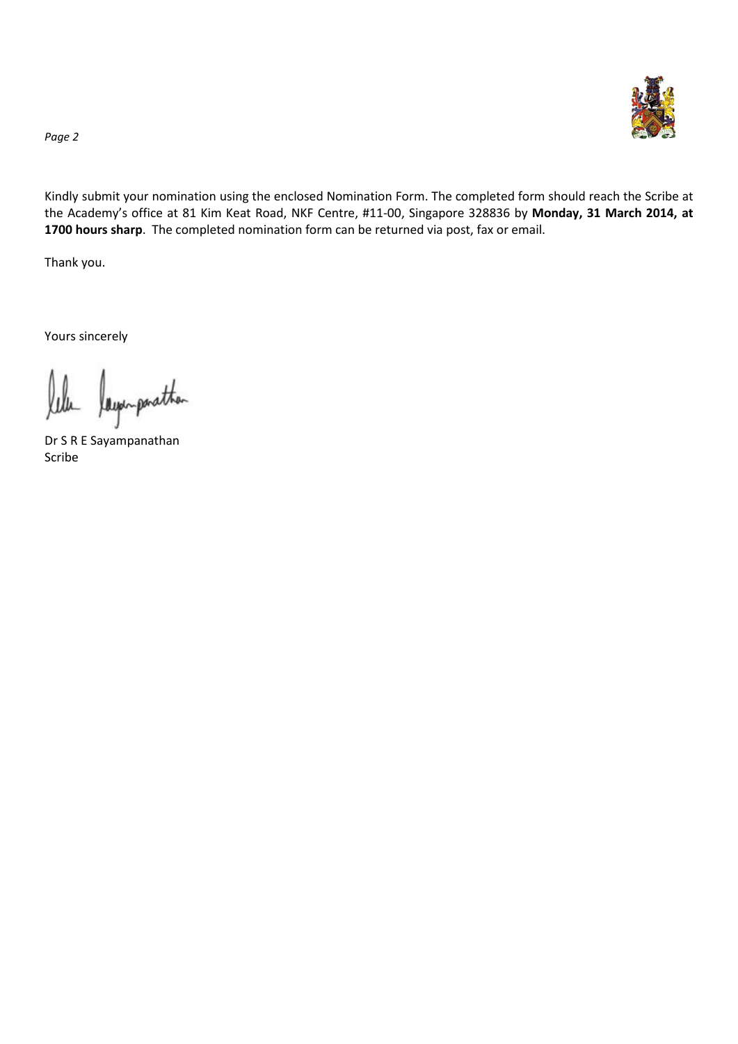Kindly submit your nomination using the enclosed Nomination Form. The completed form should reach the Scribe at the Academy's office at 81 Kim Keat Road, NKF Centre, #11-00, Singapore 328836 by **Monday, 31 March 2014, at 1700 hours sharp**. The completed nomination form can be returned via post, fax or email.

Thank you.

Yours sincerely

Dr S R E Sayampanathan
Scribe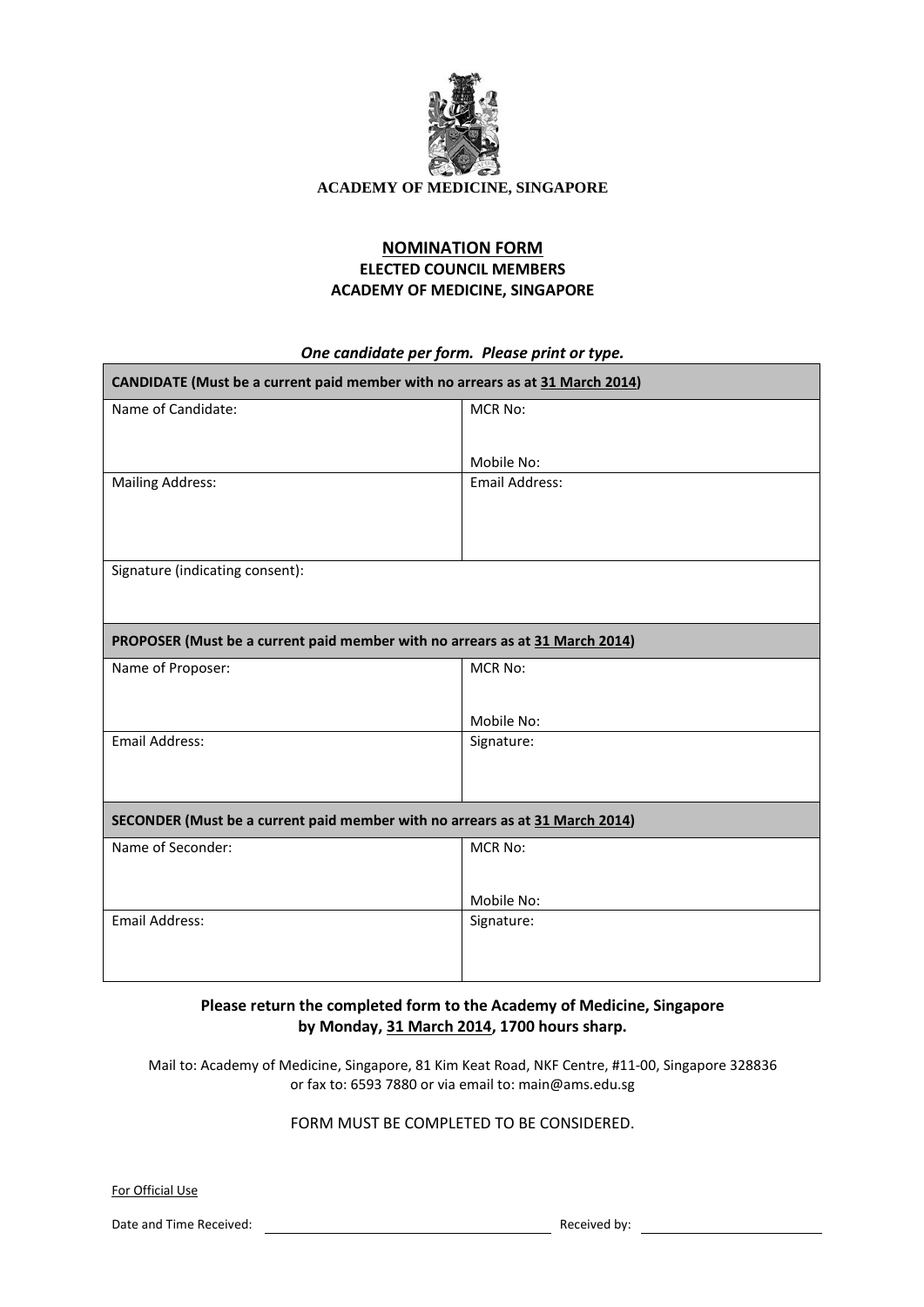**ACADEMY OF MEDICINE, SINGAPORE**

## NOMINATION FORM

### ELECTED COUNCIL MEMBERS
### ACADEMY OF MEDICINE, SINGAPORE

***One candidate per form. Please print or type.***

| | |
|---|---|
| **CANDIDATE (Must be a current paid member with no arrears as at 31 March 2014)** | |
| Name of Candidate: | MCR No:<br><br>Mobile No: |
| Mailing Address: | Email Address: |
| Signature (indicating consent): | |
| **PROPOSER (Must be a current paid member with no arrears as at 31 March 2014)** | |
| Name of Proposer: | MCR No:<br><br>Mobile No: |
| Email Address: | Signature: |
| **SECONDER (Must be a current paid member with no arrears as at 31 March 2014)** | |
| Name of Seconder: | MCR No:<br><br>Mobile No: |
| Email Address: | Signature: |

**Please return the completed form to the Academy of Medicine, Singapore by Monday, 31 March 2014, 1700 hours sharp.**

Mail to: Academy of Medicine, Singapore, 81 Kim Keat Road, NKF Centre, #11-00, Singapore 328836
or fax to: 6593 7880 or via email to: main@ams.edu.sg

FORM MUST BE COMPLETED TO BE CONSIDERED.

For Official Use

Date and Time Received: ____________________ Received by: ____________________